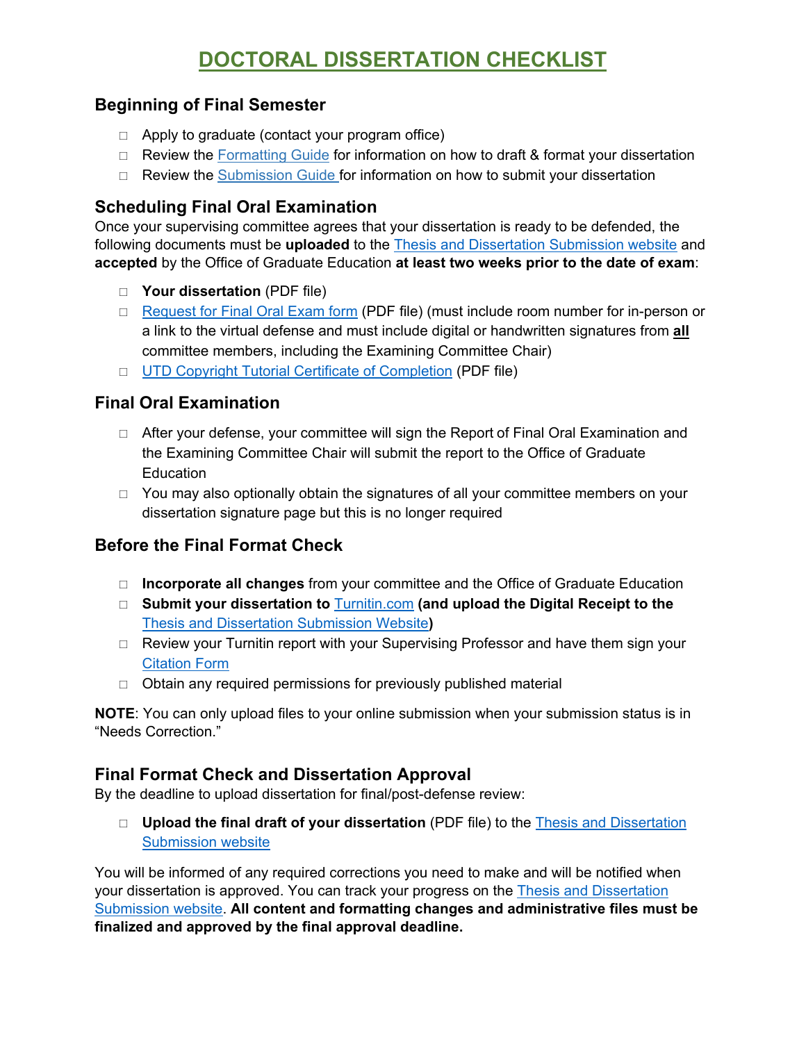# DOCTORAL DISSERTATION CHECKLIST

## Beginning of Final Semester

- □ Apply to graduate (contact your program office)
- □ Review the Formatting Guide for information on how to draft & format your dissertation
- □ Review the Submission Guide for information on how to submit your dissertation

## Scheduling Final Oral Examination

Once your supervising committee agrees that your dissertation is ready to be defended, the following documents must be **uploaded** to the Thesis and Dissertation Submission website and **accepted** by the Office of Graduate Education **at least two weeks prior to the date of exam**:

- □ **Your dissertation** (PDF file)
- □ Request for Final Oral Exam form (PDF file) (must include room number for in-person or a link to the virtual defense and must include digital or handwritten signatures from **all** committee members, including the Examining Committee Chair)
- □ UTD Copyright Tutorial Certificate of Completion (PDF file)

## Final Oral Examination

- □ After your defense, your committee will sign the Report of Final Oral Examination and the Examining Committee Chair will submit the report to the Office of Graduate Education
- □ You may also optionally obtain the signatures of all your committee members on your dissertation signature page but this is no longer required

## Before the Final Format Check

- □ **Incorporate all changes** from your committee and the Office of Graduate Education
- □ **Submit your dissertation to** Turnitin.com **(and upload the Digital Receipt to the** Thesis and Dissertation Submission Website**)**
- □ Review your Turnitin report with your Supervising Professor and have them sign your Citation Form
- □ Obtain any required permissions for previously published material

**NOTE**: You can only upload files to your online submission when your submission status is in "Needs Correction."

## Final Format Check and Dissertation Approval

By the deadline to upload dissertation for final/post-defense review:

- □ **Upload the final draft of your dissertation** (PDF file) to the Thesis and Dissertation Submission website

You will be informed of any required corrections you need to make and will be notified when your dissertation is approved. You can track your progress on the Thesis and Dissertation Submission website. **All content and formatting changes and administrative files must be finalized and approved by the final approval deadline.**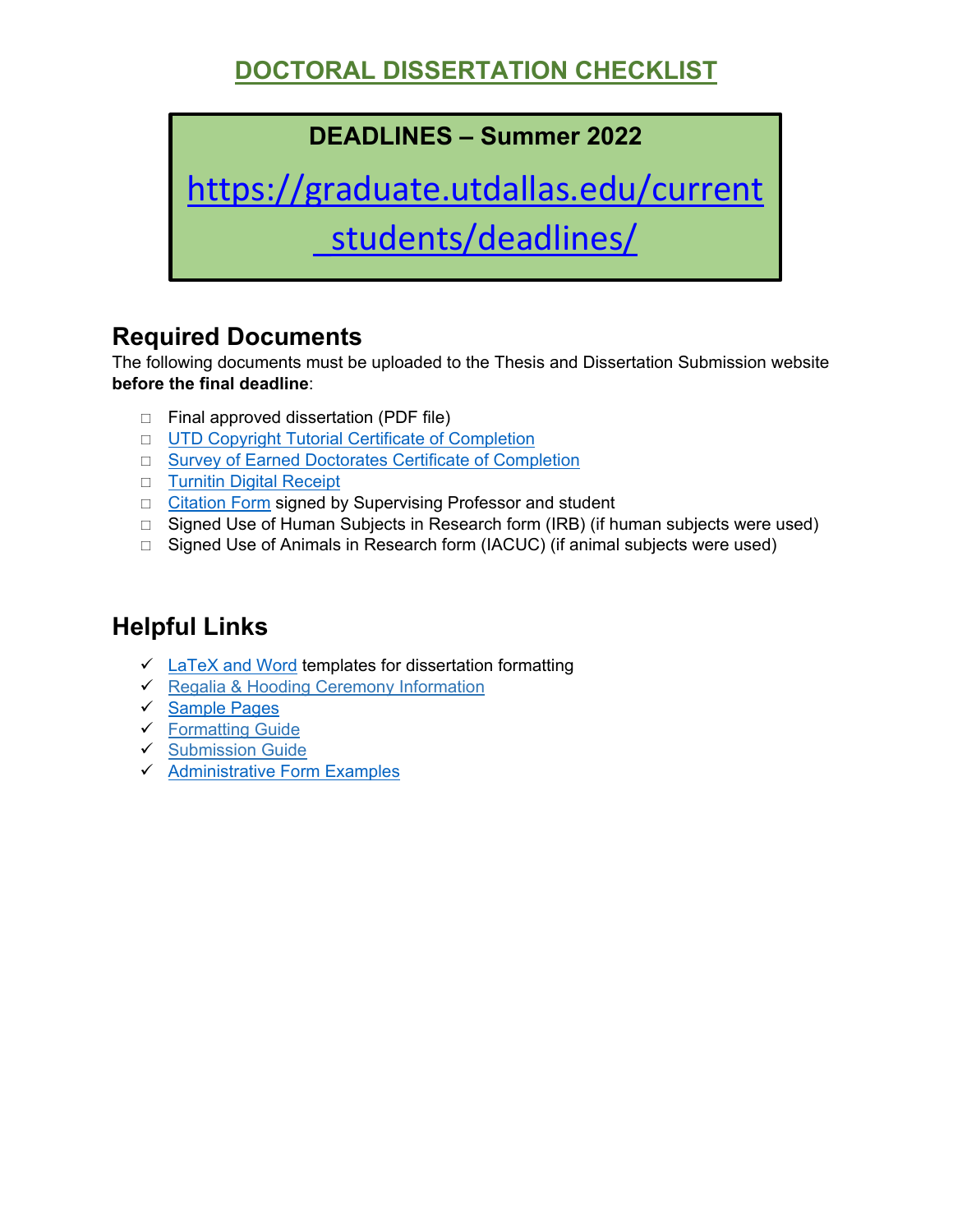# DOCTORAL DISSERTATION CHECKLIST

**DEADLINES – Summer 2022**

https://graduate.utdallas.edu/current_students/deadlines/

## Required Documents

The following documents must be uploaded to the Thesis and Dissertation Submission website **before the final deadline**:

- ☐ Final approved dissertation (PDF file)
- ☐ UTD Copyright Tutorial Certificate of Completion
- ☐ Survey of Earned Doctorates Certificate of Completion
- ☐ Turnitin Digital Receipt
- ☐ Citation Form signed by Supervising Professor and student
- ☐ Signed Use of Human Subjects in Research form (IRB) (if human subjects were used)
- ☐ Signed Use of Animals in Research form (IACUC) (if animal subjects were used)

## Helpful Links

- ✓ LaTeX and Word templates for dissertation formatting
- ✓ Regalia & Hooding Ceremony Information
- ✓ Sample Pages
- ✓ Formatting Guide
- ✓ Submission Guide
- ✓ Administrative Form Examples